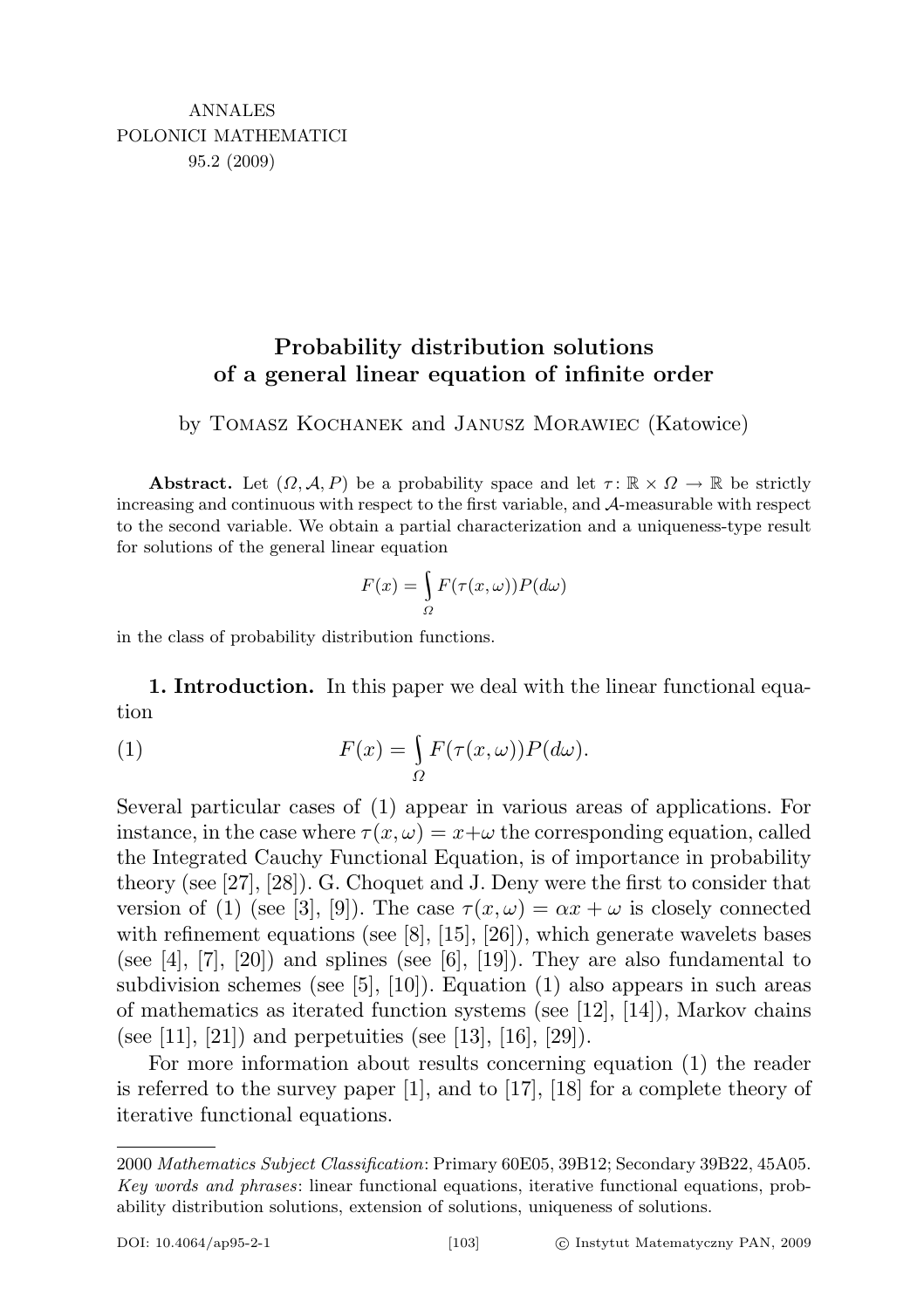ANNALES
POLONICI MATHEMATICI
95.2 (2009)

# Probability distribution solutions of a general linear equation of infinite order

by Tomasz Kochanek and Janusz Morawiec (Katowice)

**Abstract.** Let $(\Omega, \mathcal{A}, P)$ be a probability space and let $\tau \colon \mathbb{R} \times \Omega \to \mathbb{R}$ be strictly increasing and continuous with respect to the first variable, and $\mathcal{A}$-measurable with respect to the second variable. We obtain a partial characterization and a uniqueness-type result for solutions of the general linear equation

$$F(x) = \int_{\Omega} F(\tau(x,\omega))P(d\omega)$$

in the class of probability distribution functions.

**1. Introduction.** In this paper we deal with the linear functional equation

$$F(x) = \int_{\Omega} F(\tau(x,\omega))P(d\omega). \tag{1}$$

Several particular cases of (1) appear in various areas of applications. For instance, in the case where $\tau(x,\omega) = x+\omega$ the corresponding equation, called the Integrated Cauchy Functional Equation, is of importance in probability theory (see [27], [28]). G. Choquet and J. Deny were the first to consider that version of (1) (see [3], [9]). The case $\tau(x,\omega) = \alpha x + \omega$ is closely connected with refinement equations (see [8], [15], [26]), which generate wavelets bases (see [4], [7], [20]) and splines (see [6], [19]). They are also fundamental to subdivision schemes (see [5], [10]). Equation (1) also appears in such areas of mathematics as iterated function systems (see [12], [14]), Markov chains (see [11], [21]) and perpetuities (see [13], [16], [29]).

For more information about results concerning equation (1) the reader is referred to the survey paper [1], and to [17], [18] for a complete theory of iterative functional equations.

---

2000 *Mathematics Subject Classification*: Primary 60E05, 39B12; Secondary 39B22, 45A05.
*Key words and phrases*: linear functional equations, iterative functional equations, probability distribution solutions, extension of solutions, uniqueness of solutions.

DOI: 10.4064/ap95-2-1 © Instytut Matematyczny PAN, 2009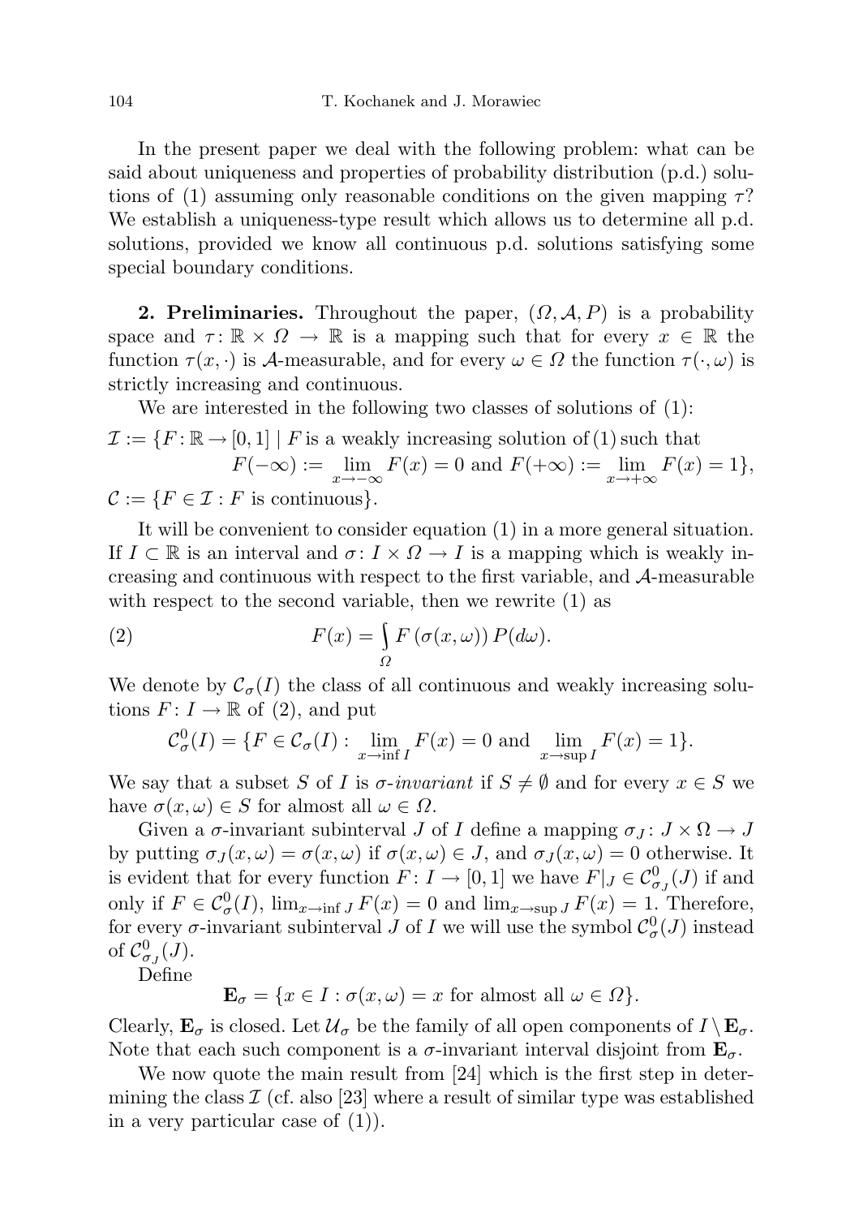In the present paper we deal with the following problem: what can be said about uniqueness and properties of probability distribution (p.d.) solutions of (1) assuming only reasonable conditions on the given mapping $\tau$? We establish a uniqueness-type result which allows us to determine all p.d. solutions, provided we know all continuous p.d. solutions satisfying some special boundary conditions.

**2. Preliminaries.** Throughout the paper, $(\Omega, \mathcal{A}, P)$ is a probability space and $\tau\colon \mathbb{R} \times \Omega \to \mathbb{R}$ is a mapping such that for every $x \in \mathbb{R}$ the function $\tau(x, \cdot)$ is $\mathcal{A}$-measurable, and for every $\omega \in \Omega$ the function $\tau(\cdot, \omega)$ is strictly increasing and continuous.

We are interested in the following two classes of solutions of (1):

$$\mathcal{I} := \{F\colon \mathbb{R} \to [0,1] \mid F \text{ is a weakly increasing solution of (1) such that } F(-\infty) := \lim_{x\to-\infty} F(x) = 0 \text{ and } F(+\infty) := \lim_{x\to+\infty} F(x) = 1\},$$

$$\mathcal{C} := \{F \in \mathcal{I} : F \text{ is continuous}\}.$$

It will be convenient to consider equation (1) in a more general situation. If $I \subset \mathbb{R}$ is an interval and $\sigma\colon I \times \Omega \to I$ is a mapping which is weakly increasing and continuous with respect to the first variable, and $\mathcal{A}$-measurable with respect to the second variable, then we rewrite (1) as

$$F(x) = \int_{\Omega} F\left(\sigma(x, \omega)\right) P(d\omega). \tag{2}$$

We denote by $\mathcal{C}_\sigma(I)$ the class of all continuous and weakly increasing solutions $F\colon I \to \mathbb{R}$ of (2), and put

$$\mathcal{C}^0_\sigma(I) = \{F \in \mathcal{C}_\sigma(I) : \lim_{x\to\inf I} F(x) = 0 \text{ and } \lim_{x\to\sup I} F(x) = 1\}.$$

We say that a subset $S$ of $I$ is *$\sigma$-invariant* if $S \neq \emptyset$ and for every $x \in S$ we have $\sigma(x, \omega) \in S$ for almost all $\omega \in \Omega$.

Given a $\sigma$-invariant subinterval $J$ of $I$ define a mapping $\sigma_J\colon J \times \Omega \to J$ by putting $\sigma_J(x, \omega) = \sigma(x, \omega)$ if $\sigma(x, \omega) \in J$, and $\sigma_J(x, \omega) = 0$ otherwise. It is evident that for every function $F\colon I \to [0,1]$ we have $F|_J \in \mathcal{C}^0_{\sigma_J}(J)$ if and only if $F \in \mathcal{C}^0_\sigma(I)$, $\lim_{x\to\inf J} F(x) = 0$ and $\lim_{x\to\sup J} F(x) = 1$. Therefore, for every $\sigma$-invariant subinterval $J$ of $I$ we will use the symbol $\mathcal{C}^0_\sigma(J)$ instead of $\mathcal{C}^0_{\sigma_J}(J)$.

Define

$$\mathbf{E}_\sigma = \{x \in I : \sigma(x, \omega) = x \text{ for almost all } \omega \in \Omega\}.$$

Clearly, $\mathbf{E}_\sigma$ is closed. Let $\mathcal{U}_\sigma$ be the family of all open components of $I \setminus \mathbf{E}_\sigma$. Note that each such component is a $\sigma$-invariant interval disjoint from $\mathbf{E}_\sigma$.

We now quote the main result from [24] which is the first step in determining the class $\mathcal{I}$ (cf. also [23] where a result of similar type was established in a very particular case of (1)).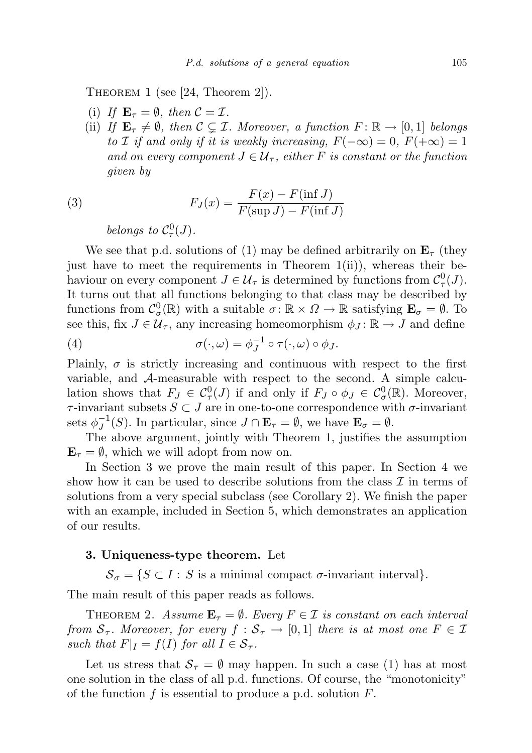THEOREM 1 (see [24, Theorem 2]).

- (i) *If* $\mathbf{E}_\tau = \emptyset$, *then* $\mathcal{C} = \mathcal{I}$.
- (ii) *If* $\mathbf{E}_\tau \neq \emptyset$, *then* $\mathcal{C} \subsetneq \mathcal{I}$. *Moreover, a function* $F\colon \mathbb{R} \to [0,1]$ *belongs to* $\mathcal{I}$ *if and only if it is weakly increasing,* $F(-\infty) = 0$, $F(+\infty) = 1$ *and on every component* $J \in \mathcal{U}_\tau$, *either* $F$ *is constant or the function given by*

$$F_J(x) = \frac{F(x) - F(\inf J)}{F(\sup J) - F(\inf J)} \tag{3}$$

*belongs to* $\mathcal{C}^0_\tau(J)$.

We see that p.d. solutions of (1) may be defined arbitrarily on $\mathbf{E}_\tau$ (they just have to meet the requirements in Theorem 1(ii)), whereas their behaviour on every component $J \in \mathcal{U}_\tau$ is determined by functions from $\mathcal{C}^0_\tau(J)$. It turns out that all functions belonging to that class may be described by functions from $\mathcal{C}^0_\sigma(\mathbb{R})$ with a suitable $\sigma\colon \mathbb{R} \times \Omega \to \mathbb{R}$ satisfying $\mathbf{E}_\sigma = \emptyset$. To see this, fix $J \in \mathcal{U}_\tau$, any increasing homeomorphism $\phi_J\colon \mathbb{R} \to J$ and define

$$\sigma(\cdot, \omega) = \phi_J^{-1} \circ \tau(\cdot, \omega) \circ \phi_J. \tag{4}$$

Plainly, $\sigma$ is strictly increasing and continuous with respect to the first variable, and $\mathcal{A}$-measurable with respect to the second. A simple calculation shows that $F_J \in \mathcal{C}^0_\tau(J)$ if and only if $F_J \circ \phi_J \in \mathcal{C}^0_\sigma(\mathbb{R})$. Moreover, $\tau$-invariant subsets $S \subset J$ are in one-to-one correspondence with $\sigma$-invariant sets $\phi_J^{-1}(S)$. In particular, since $J \cap \mathbf{E}_\tau = \emptyset$, we have $\mathbf{E}_\sigma = \emptyset$.

The above argument, jointly with Theorem 1, justifies the assumption $\mathbf{E}_\tau = \emptyset$, which we will adopt from now on.

In Section 3 we prove the main result of this paper. In Section 4 we show how it can be used to describe solutions from the class $\mathcal{I}$ in terms of solutions from a very special subclass (see Corollary 2). We finish the paper with an example, included in Section 5, which demonstrates an application of our results.

## 3. Uniqueness-type theorem.

Let

$$\mathcal{S}_\sigma = \{S \subset I : S \text{ is a minimal compact } \sigma\text{-invariant interval}\}.$$

The main result of this paper reads as follows.

THEOREM 2. *Assume* $\mathbf{E}_\tau = \emptyset$. *Every* $F \in \mathcal{I}$ *is constant on each interval from* $\mathcal{S}_\tau$. *Moreover, for every* $f : \mathcal{S}_\tau \to [0,1]$ *there is at most one* $F \in \mathcal{I}$ *such that* $F|_I = f(I)$ *for all* $I \in \mathcal{S}_\tau$.

Let us stress that $\mathcal{S}_\tau = \emptyset$ may happen. In such a case (1) has at most one solution in the class of all p.d. functions. Of course, the "monotonicity" of the function $f$ is essential to produce a p.d. solution $F$.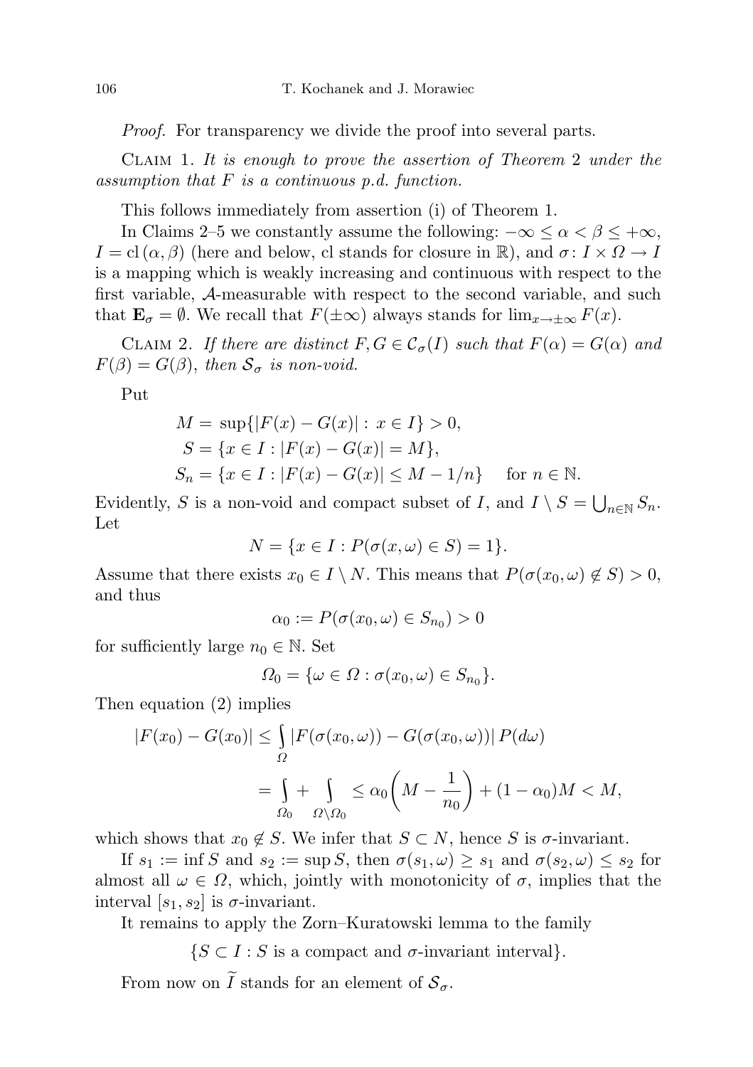*Proof.* For transparency we divide the proof into several parts.

Claim 1. *It is enough to prove the assertion of Theorem 2 under the assumption that $F$ is a continuous p.d. function.*

This follows immediately from assertion (i) of Theorem 1.

In Claims 2–5 we constantly assume the following: $-\infty \le \alpha < \beta \le +\infty$, $I = \mathrm{cl}\,(\alpha, \beta)$ (here and below, cl stands for closure in $\mathbb{R}$), and $\sigma\colon I \times \Omega \to I$ is a mapping which is weakly increasing and continuous with respect to the first variable, $\mathcal{A}$-measurable with respect to the second variable, and such that $\mathbf{E}_\sigma = \emptyset$. We recall that $F(\pm\infty)$ always stands for $\lim_{x\to\pm\infty} F(x)$.

Claim 2. *If there are distinct $F, G \in \mathcal{C}_\sigma(I)$ such that $F(\alpha) = G(\alpha)$ and $F(\beta) = G(\beta)$, then $\mathcal{S}_\sigma$ is non-void.*

Put

$$
\begin{aligned}
M &= \sup\{|F(x) - G(x)| : x \in I\} > 0,\\
S &= \{x \in I : |F(x) - G(x)| = M\},\\
S_n &= \{x \in I : |F(x) - G(x)| \le M - 1/n\} \quad \text{for } n \in \mathbb{N}.
\end{aligned}
$$

Evidently, $S$ is a non-void and compact subset of $I$, and $I \setminus S = \bigcup_{n\in\mathbb{N}} S_n$. Let

$$
N = \{x \in I : P(\sigma(x, \omega) \in S) = 1\}.
$$

Assume that there exists $x_0 \in I \setminus N$. This means that $P(\sigma(x_0, \omega) \notin S) > 0$, and thus

$$
\alpha_0 := P(\sigma(x_0, \omega) \in S_{n_0}) > 0
$$

for sufficiently large $n_0 \in \mathbb{N}$. Set

$$
\Omega_0 = \{\omega \in \Omega : \sigma(x_0, \omega) \in S_{n_0}\}.
$$

Then equation (2) implies

$$
\begin{aligned}
|F(x_0) - G(x_0)| &\le \int_\Omega |F(\sigma(x_0, \omega)) - G(\sigma(x_0, \omega))|\, P(d\omega)\\
&= \int_{\Omega_0} + \int_{\Omega\setminus\Omega_0} \le \alpha_0\left(M - \frac{1}{n_0}\right) + (1 - \alpha_0)M < M,
\end{aligned}
$$

which shows that $x_0 \notin S$. We infer that $S \subset N$, hence $S$ is $\sigma$-invariant.

If $s_1 := \inf S$ and $s_2 := \sup S$, then $\sigma(s_1, \omega) \ge s_1$ and $\sigma(s_2, \omega) \le s_2$ for almost all $\omega \in \Omega$, which, jointly with monotonicity of $\sigma$, implies that the interval $[s_1, s_2]$ is $\sigma$-invariant.

It remains to apply the Zorn–Kuratowski lemma to the family

$$
\{S \subset I : S \text{ is a compact and } \sigma\text{-invariant interval}\}.
$$

From now on $\widetilde{I}$ stands for an element of $\mathcal{S}_\sigma$.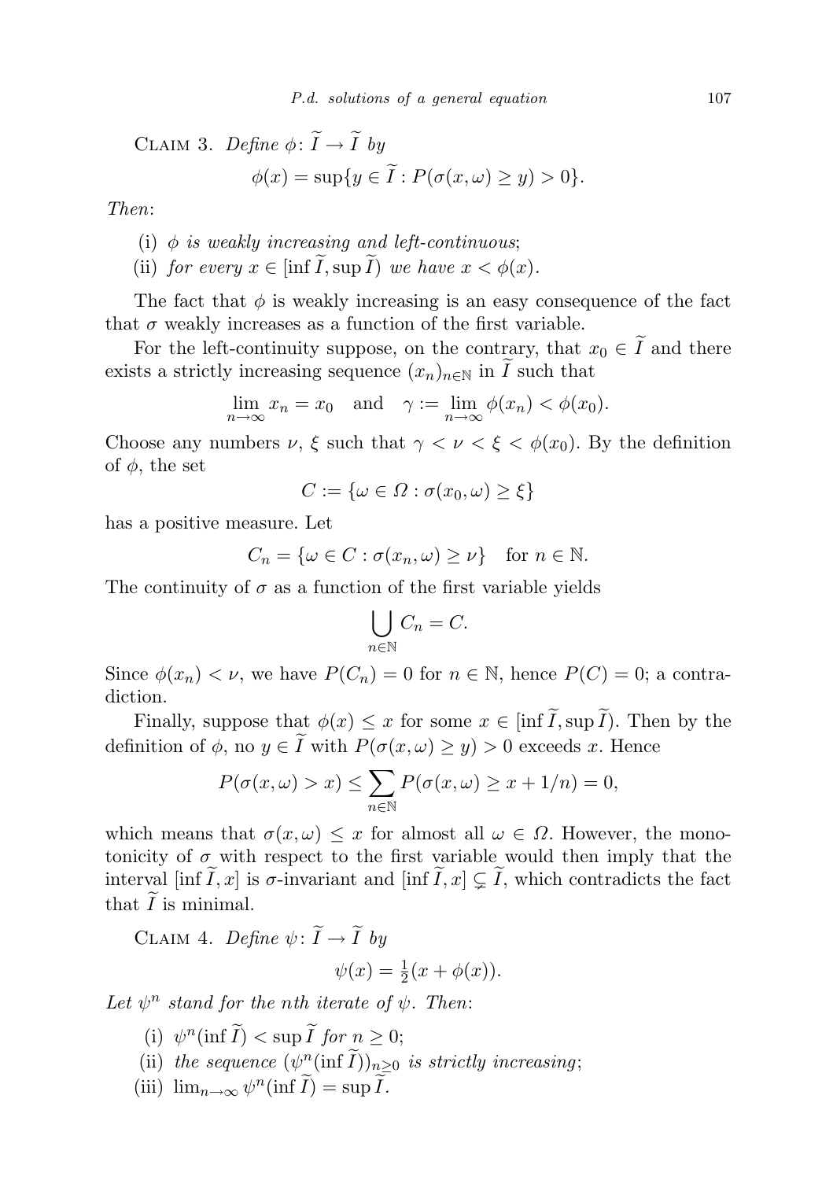Claim 3. *Define* $\phi \colon \widetilde{I} \to \widetilde{I}$ *by*

$$\phi(x) = \sup\{y \in \widetilde{I} : P(\sigma(x,\omega) \geq y) > 0\}.$$

*Then*:

- (i) $\phi$ *is weakly increasing and left-continuous*;
- (ii) *for every* $x \in [\inf \widetilde{I}, \sup \widetilde{I})$ *we have* $x < \phi(x)$.

The fact that $\phi$ is weakly increasing is an easy consequence of the fact that $\sigma$ weakly increases as a function of the first variable.

For the left-continuity suppose, on the contrary, that $x_0 \in \widetilde{I}$ and there exists a strictly increasing sequence $(x_n)_{n\in\mathbb{N}}$ in $\widetilde{I}$ such that

$$\lim_{n\to\infty} x_n = x_0 \quad \text{and} \quad \gamma := \lim_{n\to\infty} \phi(x_n) < \phi(x_0).$$

Choose any numbers $\nu$, $\xi$ such that $\gamma < \nu < \xi < \phi(x_0)$. By the definition of $\phi$, the set

$$C := \{\omega \in \Omega : \sigma(x_0, \omega) \geq \xi\}$$

has a positive measure. Let

$$C_n = \{\omega \in C : \sigma(x_n, \omega) \geq \nu\} \quad \text{for } n \in \mathbb{N}.$$

The continuity of $\sigma$ as a function of the first variable yields

$$\bigcup_{n\in\mathbb{N}} C_n = C.$$

Since $\phi(x_n) < \nu$, we have $P(C_n) = 0$ for $n \in \mathbb{N}$, hence $P(C) = 0$; a contradiction.

Finally, suppose that $\phi(x) \leq x$ for some $x \in [\inf \widetilde{I}, \sup \widetilde{I})$. Then by the definition of $\phi$, no $y \in \widetilde{I}$ with $P(\sigma(x,\omega) \geq y) > 0$ exceeds $x$. Hence

$$P(\sigma(x,\omega) > x) \leq \sum_{n\in\mathbb{N}} P(\sigma(x,\omega) \geq x + 1/n) = 0,$$

which means that $\sigma(x,\omega) \leq x$ for almost all $\omega \in \Omega$. However, the monotonicity of $\sigma$ with respect to the first variable would then imply that the interval $[\inf \widetilde{I}, x]$ is $\sigma$-invariant and $[\inf \widetilde{I}, x] \subsetneq \widetilde{I}$, which contradicts the fact that $\widetilde{I}$ is minimal.

Claim 4. *Define* $\psi \colon \widetilde{I} \to \widetilde{I}$ *by*

$$\psi(x) = \tfrac{1}{2}(x + \phi(x)).$$

*Let* $\psi^n$ *stand for the nth iterate of* $\psi$. *Then*:

- (i) $\psi^n(\inf \widetilde{I}) < \sup \widetilde{I}$ *for* $n \geq 0$;
- (ii) *the sequence* $(\psi^n(\inf \widetilde{I}))_{n\geq 0}$ *is strictly increasing*;
- (iii) $\lim_{n\to\infty} \psi^n(\inf \widetilde{I}) = \sup \widetilde{I}$.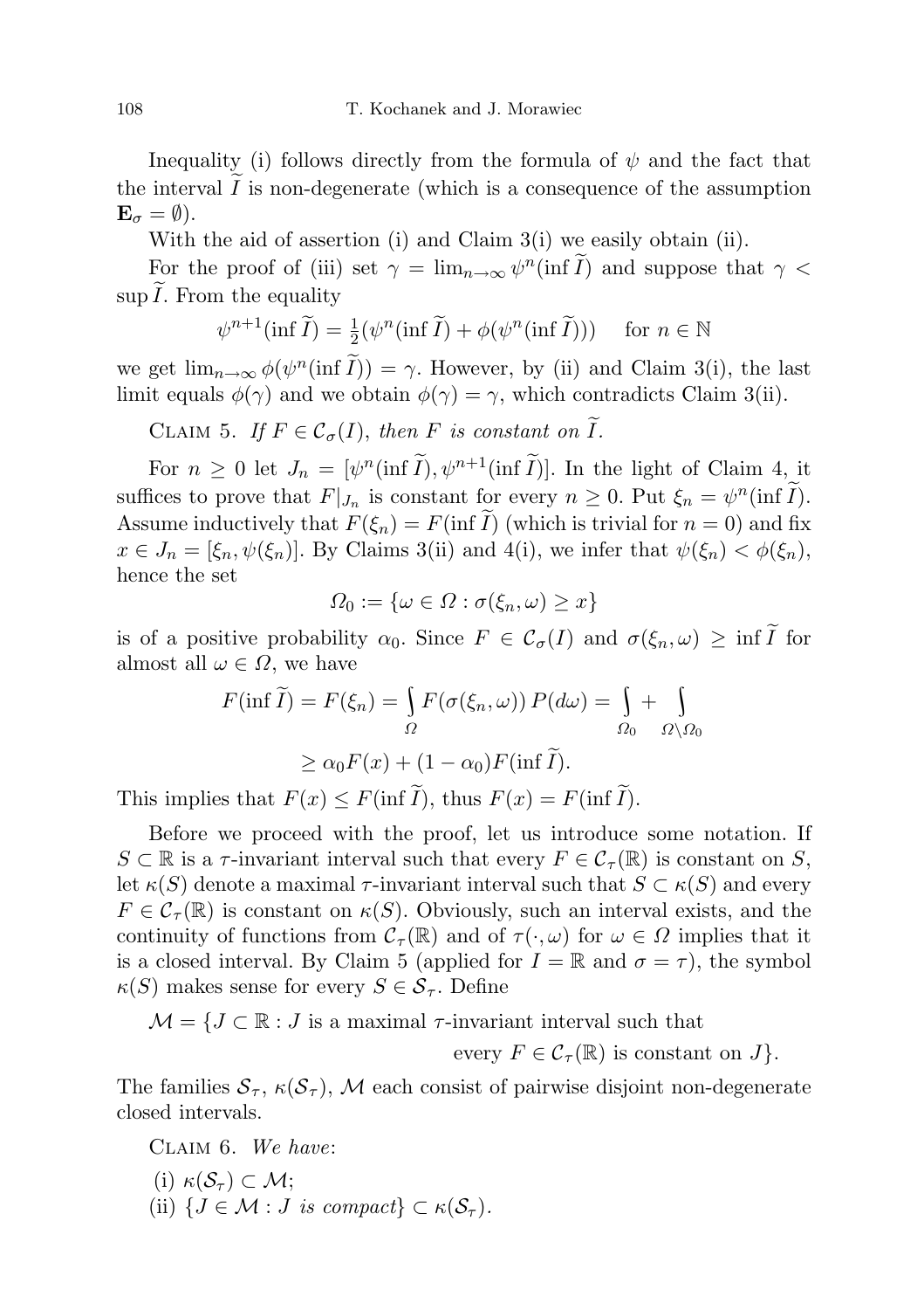Inequality (i) follows directly from the formula of $\psi$ and the fact that the interval $\widetilde{I}$ is non-degenerate (which is a consequence of the assumption $\mathbf{E}_\sigma = \emptyset$).

With the aid of assertion (i) and Claim 3(i) we easily obtain (ii).

For the proof of (iii) set $\gamma = \lim_{n\to\infty} \psi^n(\inf \widetilde{I})$ and suppose that $\gamma < \sup \widetilde{I}$. From the equality

$$\psi^{n+1}(\inf \widetilde{I}) = \tfrac{1}{2}(\psi^n(\inf \widetilde{I}) + \phi(\psi^n(\inf \widetilde{I}))) \quad \text{for } n \in \mathbb{N}$$

we get $\lim_{n\to\infty} \phi(\psi^n(\inf \widetilde{I})) = \gamma$. However, by (ii) and Claim 3(i), the last limit equals $\phi(\gamma)$ and we obtain $\phi(\gamma) = \gamma$, which contradicts Claim 3(ii).

Claim 5. *If $F \in \mathcal{C}_\sigma(I)$, then $F$ is constant on $\widetilde{I}$.*

For $n \geq 0$ let $J_n = [\psi^n(\inf \widetilde{I}), \psi^{n+1}(\inf \widetilde{I})]$. In the light of Claim 4, it suffices to prove that $F|_{J_n}$ is constant for every $n \geq 0$. Put $\xi_n = \psi^n(\inf \widetilde{I})$. Assume inductively that $F(\xi_n) = F(\inf \widetilde{I})$ (which is trivial for $n = 0$) and fix $x \in J_n = [\xi_n, \psi(\xi_n)]$. By Claims 3(ii) and 4(i), we infer that $\psi(\xi_n) < \phi(\xi_n)$, hence the set

$$\Omega_0 := \{\omega \in \Omega : \sigma(\xi_n, \omega) \geq x\}$$

is of a positive probability $\alpha_0$. Since $F \in \mathcal{C}_\sigma(I)$ and $\sigma(\xi_n, \omega) \geq \inf \widetilde{I}$ for almost all $\omega \in \Omega$, we have

$$\begin{aligned} F(\inf \widetilde{I}) = F(\xi_n) &= \int_\Omega F(\sigma(\xi_n, \omega))\, P(d\omega) = \int_{\Omega_0} + \int_{\Omega\setminus\Omega_0} \\ &\geq \alpha_0 F(x) + (1 - \alpha_0) F(\inf \widetilde{I}). \end{aligned}$$

This implies that $F(x) \leq F(\inf \widetilde{I})$, thus $F(x) = F(\inf \widetilde{I})$.

Before we proceed with the proof, let us introduce some notation. If $S \subset \mathbb{R}$ is a $\tau$-invariant interval such that every $F \in \mathcal{C}_\tau(\mathbb{R})$ is constant on $S$, let $\kappa(S)$ denote a maximal $\tau$-invariant interval such that $S \subset \kappa(S)$ and every $F \in \mathcal{C}_\tau(\mathbb{R})$ is constant on $\kappa(S)$. Obviously, such an interval exists, and the continuity of functions from $\mathcal{C}_\tau(\mathbb{R})$ and of $\tau(\cdot, \omega)$ for $\omega \in \Omega$ implies that it is a closed interval. By Claim 5 (applied for $I = \mathbb{R}$ and $\sigma = \tau$), the symbol $\kappa(S)$ makes sense for every $S \in \mathcal{S}_\tau$. Define

$$\mathcal{M} = \{J \subset \mathbb{R} : J \text{ is a maximal } \tau\text{-invariant interval such that every } F \in \mathcal{C}_\tau(\mathbb{R}) \text{ is constant on } J\}.$$

The families $\mathcal{S}_\tau$, $\kappa(\mathcal{S}_\tau)$, $\mathcal{M}$ each consist of pairwise disjoint non-degenerate closed intervals.

Claim 6. *We have*:

(i) $\kappa(\mathcal{S}_\tau) \subset \mathcal{M}$;

(ii) $\{J \in \mathcal{M} : J \text{ is compact}\} \subset \kappa(\mathcal{S}_\tau)$.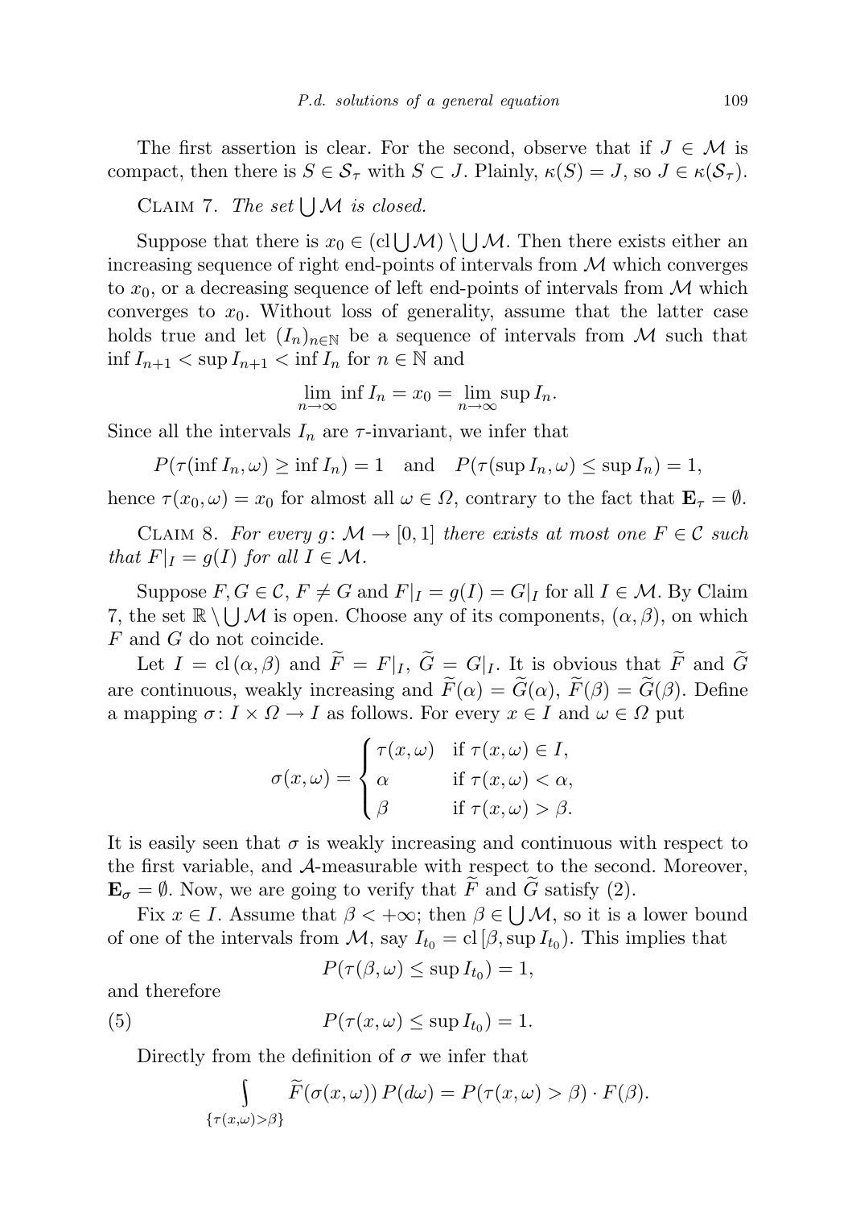The first assertion is clear. For the second, observe that if $J \in \mathcal{M}$ is compact, then there is $S \in \mathcal{S}_\tau$ with $S \subset J$. Plainly, $\kappa(S) = J$, so $J \in \kappa(\mathcal{S}_\tau)$.

Claim 7. *The set $\bigcup \mathcal{M}$ is closed.*

Suppose that there is $x_0 \in (\mathrm{cl} \bigcup \mathcal{M}) \setminus \bigcup \mathcal{M}$. Then there exists either an increasing sequence of right end-points of intervals from $\mathcal{M}$ which converges to $x_0$, or a decreasing sequence of left end-points of intervals from $\mathcal{M}$ which converges to $x_0$. Without loss of generality, assume that the latter case holds true and let $(I_n)_{n\in\mathbb{N}}$ be a sequence of intervals from $\mathcal{M}$ such that $\inf I_{n+1} < \sup I_{n+1} < \inf I_n$ for $n \in \mathbb{N}$ and

$$\lim_{n\to\infty} \inf I_n = x_0 = \lim_{n\to\infty} \sup I_n.$$

Since all the intervals $I_n$ are $\tau$-invariant, we infer that

$$P(\tau(\inf I_n, \omega) \geq \inf I_n) = 1 \quad \text{and} \quad P(\tau(\sup I_n, \omega) \leq \sup I_n) = 1,$$

hence $\tau(x_0, \omega) = x_0$ for almost all $\omega \in \Omega$, contrary to the fact that $\mathbf{E}_\tau = \emptyset$.

Claim 8. *For every $g \colon \mathcal{M} \to [0, 1]$ there exists at most one $F \in \mathcal{C}$ such that $F|_I = g(I)$ for all $I \in \mathcal{M}$.*

Suppose $F, G \in \mathcal{C}$, $F \neq G$ and $F|_I = g(I) = G|_I$ for all $I \in \mathcal{M}$. By Claim 7, the set $\mathbb{R} \setminus \bigcup \mathcal{M}$ is open. Choose any of its components, $(\alpha, \beta)$, on which $F$ and $G$ do not coincide.

Let $I = \mathrm{cl}\,(\alpha, \beta)$ and $\widetilde{F} = F|_I$, $\widetilde{G} = G|_I$. It is obvious that $\widetilde{F}$ and $\widetilde{G}$ are continuous, weakly increasing and $\widetilde{F}(\alpha) = \widetilde{G}(\alpha)$, $\widetilde{F}(\beta) = \widetilde{G}(\beta)$. Define a mapping $\sigma \colon I \times \Omega \to I$ as follows. For every $x \in I$ and $\omega \in \Omega$ put

$$\sigma(x, \omega) = \begin{cases} \tau(x, \omega) & \text{if } \tau(x, \omega) \in I, \\ \alpha & \text{if } \tau(x, \omega) < \alpha, \\ \beta & \text{if } \tau(x, \omega) > \beta. \end{cases}$$

It is easily seen that $\sigma$ is weakly increasing and continuous with respect to the first variable, and $\mathcal{A}$-measurable with respect to the second. Moreover, $\mathbf{E}_\sigma = \emptyset$. Now, we are going to verify that $\widetilde{F}$ and $\widetilde{G}$ satisfy (2).

Fix $x \in I$. Assume that $\beta < +\infty$; then $\beta \in \bigcup \mathcal{M}$, so it is a lower bound of one of the intervals from $\mathcal{M}$, say $I_{t_0} = \mathrm{cl}\,[\beta, \sup I_{t_0})$. This implies that

$$P(\tau(\beta, \omega) \leq \sup I_{t_0}) = 1,$$

and therefore

$$P(\tau(x, \omega) \leq \sup I_{t_0}) = 1. \tag{5}$$

Directly from the definition of $\sigma$ we infer that

$$\int\limits_{\{\tau(x,\omega)>\beta\}} \widetilde{F}(\sigma(x, \omega))\, P(d\omega) = P(\tau(x, \omega) > \beta) \cdot F(\beta).$$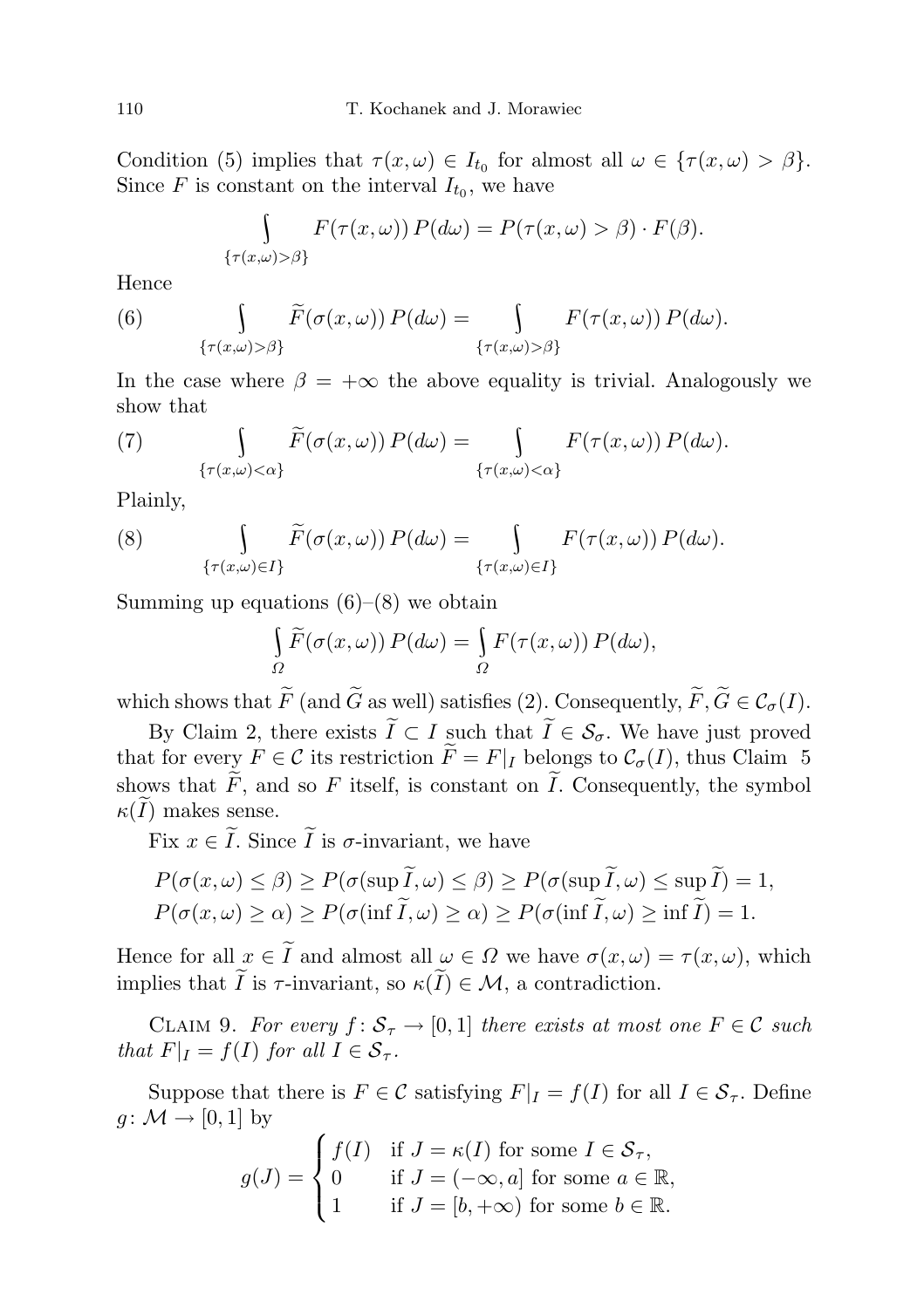Condition (5) implies that $\tau(x,\omega) \in I_{t_0}$ for almost all $\omega \in \{\tau(x,\omega) > \beta\}$. Since $F$ is constant on the interval $I_{t_0}$, we have

$$\int_{\{\tau(x,\omega)>\beta\}} F(\tau(x,\omega))\, P(d\omega) = P(\tau(x,\omega) > \beta) \cdot F(\beta).$$

Hence

$$\int_{\{\tau(x,\omega)>\beta\}} \widetilde{F}(\sigma(x,\omega))\, P(d\omega) = \int_{\{\tau(x,\omega)>\beta\}} F(\tau(x,\omega))\, P(d\omega). \tag{6}$$

In the case where $\beta = +\infty$ the above equality is trivial. Analogously we show that

$$\int_{\{\tau(x,\omega)<\alpha\}} \widetilde{F}(\sigma(x,\omega))\, P(d\omega) = \int_{\{\tau(x,\omega)<\alpha\}} F(\tau(x,\omega))\, P(d\omega). \tag{7}$$

Plainly,

$$\int_{\{\tau(x,\omega)\in I\}} \widetilde{F}(\sigma(x,\omega))\, P(d\omega) = \int_{\{\tau(x,\omega)\in I\}} F(\tau(x,\omega))\, P(d\omega). \tag{8}$$

Summing up equations (6)–(8) we obtain

$$\int_{\Omega} \widetilde{F}(\sigma(x,\omega))\, P(d\omega) = \int_{\Omega} F(\tau(x,\omega))\, P(d\omega),$$

which shows that $\widetilde{F}$ (and $\widetilde{G}$ as well) satisfies (2). Consequently, $\widetilde{F}, \widetilde{G} \in \mathcal{C}_\sigma(I)$.

By Claim 2, there exists $\widetilde{I} \subset I$ such that $\widetilde{I} \in \mathcal{S}_\sigma$. We have just proved that for every $F \in \mathcal{C}$ its restriction $\widetilde{F} = F|_I$ belongs to $\mathcal{C}_\sigma(I)$, thus Claim 5 shows that $\widetilde{F}$, and so $F$ itself, is constant on $\widetilde{I}$. Consequently, the symbol $\kappa(\widetilde{I})$ makes sense.

Fix $x \in \widetilde{I}$. Since $\widetilde{I}$ is $\sigma$-invariant, we have

$$P(\sigma(x,\omega) \le \beta) \ge P(\sigma(\sup \widetilde{I},\omega) \le \beta) \ge P(\sigma(\sup \widetilde{I},\omega) \le \sup \widetilde{I}) = 1,$$
$$P(\sigma(x,\omega) \ge \alpha) \ge P(\sigma(\inf \widetilde{I},\omega) \ge \alpha) \ge P(\sigma(\inf \widetilde{I},\omega) \ge \inf \widetilde{I}) = 1.$$

Hence for all $x \in \widetilde{I}$ and almost all $\omega \in \Omega$ we have $\sigma(x,\omega) = \tau(x,\omega)$, which implies that $\widetilde{I}$ is $\tau$-invariant, so $\kappa(\widetilde{I}) \in \mathcal{M}$, a contradiction.

Claim 9. *For every $f \colon \mathcal{S}_\tau \to [0,1]$ there exists at most one $F \in \mathcal{C}$ such that $F|_I = f(I)$ for all $I \in \mathcal{S}_\tau$.*

Suppose that there is $F \in \mathcal{C}$ satisfying $F|_I = f(I)$ for all $I \in \mathcal{S}_\tau$. Define $g \colon \mathcal{M} \to [0,1]$ by

$$g(J) = \begin{cases} f(I) & \text{if } J = \kappa(I) \text{ for some } I \in \mathcal{S}_\tau, \\ 0 & \text{if } J = (-\infty, a] \text{ for some } a \in \mathbb{R}, \\ 1 & \text{if } J = [b, +\infty) \text{ for some } b \in \mathbb{R}. \end{cases}$$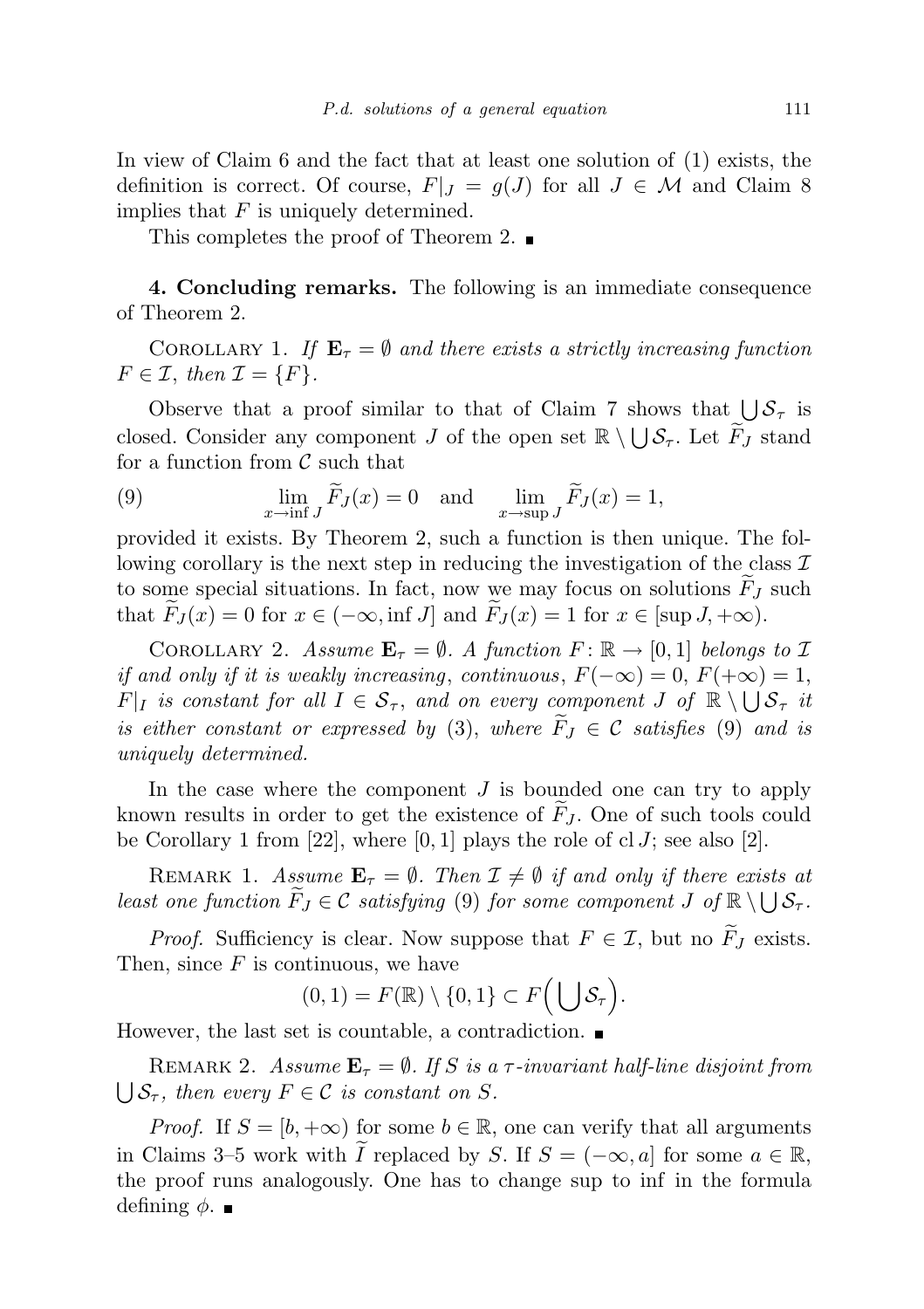In view of Claim 6 and the fact that at least one solution of (1) exists, the definition is correct. Of course, $F|_J = g(J)$ for all $J \in \mathcal{M}$ and Claim 8 implies that $F$ is uniquely determined.

This completes the proof of Theorem 2. ∎

**4. Concluding remarks.** The following is an immediate consequence of Theorem 2.

Corollary 1. *If $\mathbf{E}_\tau = \emptyset$ and there exists a strictly increasing function $F \in \mathcal{I}$, then $\mathcal{I} = \{F\}$.*

Observe that a proof similar to that of Claim 7 shows that $\bigcup \mathcal{S}_\tau$ is closed. Consider any component $J$ of the open set $\mathbb{R} \setminus \bigcup \mathcal{S}_\tau$. Let $\widetilde{F}_J$ stand for a function from $\mathcal{C}$ such that

$$\lim_{x \to \inf J} \widetilde{F}_J(x) = 0 \quad \text{and} \quad \lim_{x \to \sup J} \widetilde{F}_J(x) = 1, \tag{9}$$

provided it exists. By Theorem 2, such a function is then unique. The following corollary is the next step in reducing the investigation of the class $\mathcal{I}$ to some special situations. In fact, now we may focus on solutions $\widetilde{F}_J$ such that $\widetilde{F}_J(x) = 0$ for $x \in (-\infty, \inf J]$ and $\widetilde{F}_J(x) = 1$ for $x \in [\sup J, +\infty)$.

Corollary 2. *Assume $\mathbf{E}_\tau = \emptyset$. A function $F \colon \mathbb{R} \to [0,1]$ belongs to $\mathcal{I}$ if and only if it is weakly increasing, continuous, $F(-\infty) = 0$, $F(+\infty) = 1$, $F|_I$ is constant for all $I \in \mathcal{S}_\tau$, and on every component $J$ of $\mathbb{R} \setminus \bigcup \mathcal{S}_\tau$ it is either constant or expressed by* (3), *where $\widetilde{F}_J \in \mathcal{C}$ satisfies* (9) *and is uniquely determined.*

In the case where the component $J$ is bounded one can try to apply known results in order to get the existence of $\widetilde{F}_J$. One of such tools could be Corollary 1 from [22], where $[0,1]$ plays the role of $\operatorname{cl} J$; see also [2].

Remark 1. *Assume $\mathbf{E}_\tau = \emptyset$. Then $\mathcal{I} \neq \emptyset$ if and only if there exists at least one function $\widetilde{F}_J \in \mathcal{C}$ satisfying* (9) *for some component $J$ of $\mathbb{R} \setminus \bigcup \mathcal{S}_\tau$.*

*Proof.* Sufficiency is clear. Now suppose that $F \in \mathcal{I}$, but no $\widetilde{F}_J$ exists. Then, since $F$ is continuous, we have

$$(0,1) = F(\mathbb{R}) \setminus \{0,1\} \subset F\Big(\bigcup \mathcal{S}_\tau\Big).$$

However, the last set is countable, a contradiction. ∎

Remark 2. *Assume $\mathbf{E}_\tau = \emptyset$. If $S$ is a $\tau$-invariant half-line disjoint from $\bigcup \mathcal{S}_\tau$, then every $F \in \mathcal{C}$ is constant on $S$.*

*Proof.* If $S = [b, +\infty)$ for some $b \in \mathbb{R}$, one can verify that all arguments in Claims 3–5 work with $\widetilde{I}$ replaced by $S$. If $S = (-\infty, a]$ for some $a \in \mathbb{R}$, the proof runs analogously. One has to change sup to inf in the formula defining $\phi$. ∎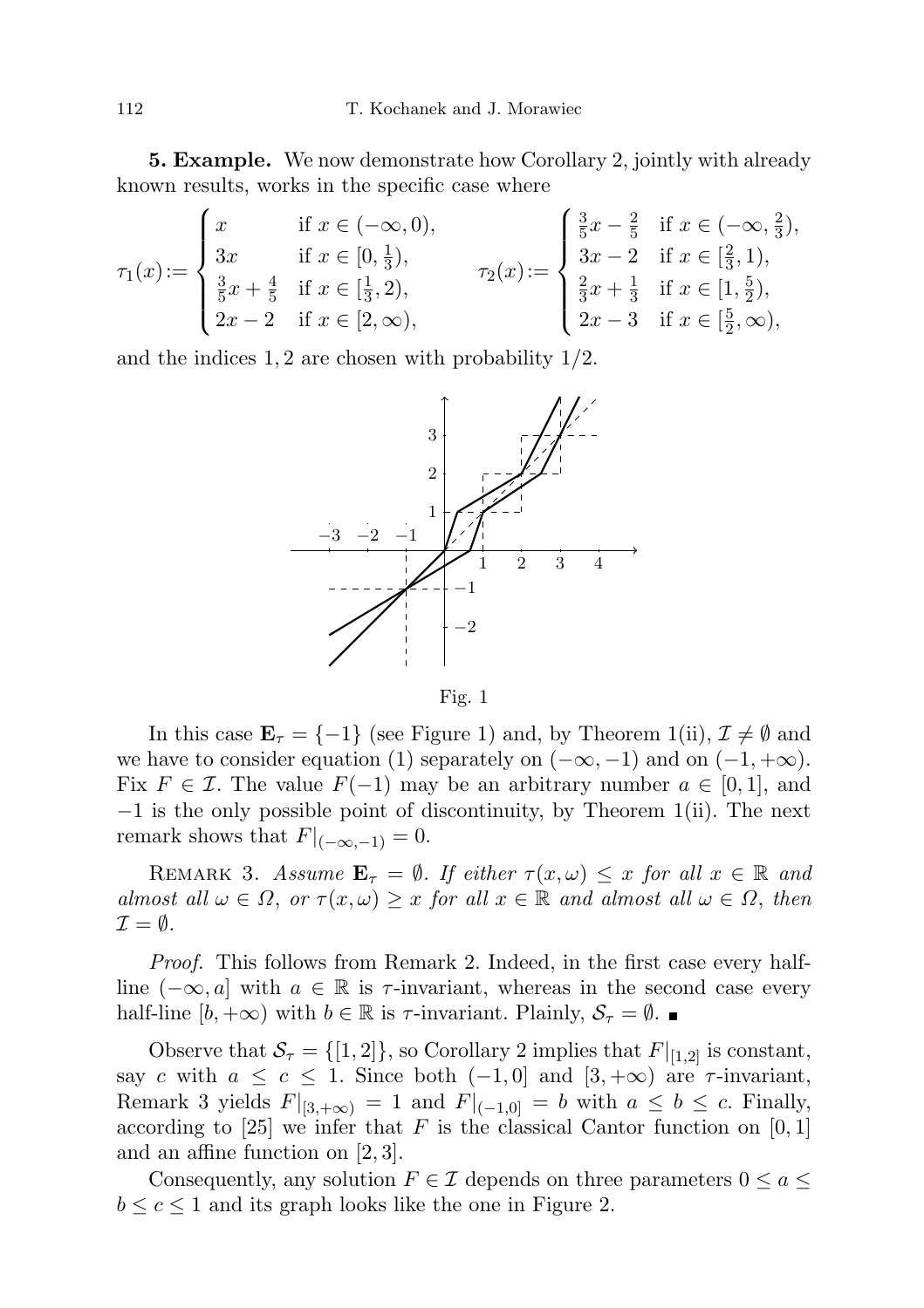**5. Example.** We now demonstrate how Corollary 2, jointly with already known results, works in the specific case where

$$\tau_1(x) := \begin{cases} x & \text{if } x \in (-\infty, 0), \\ 3x & \text{if } x \in [0, \frac{1}{3}), \\ \frac{3}{5}x + \frac{4}{5} & \text{if } x \in [\frac{1}{3}, 2), \\ 2x - 2 & \text{if } x \in [2, \infty), \end{cases} \qquad \tau_2(x) := \begin{cases} \frac{3}{5}x - \frac{2}{5} & \text{if } x \in (-\infty, \frac{2}{3}), \\ 3x - 2 & \text{if } x \in [\frac{2}{3}, 1), \\ \frac{2}{3}x + \frac{1}{3} & \text{if } x \in [1, \frac{5}{2}), \\ 2x - 3 & \text{if } x \in [\frac{5}{2}, \infty), \end{cases}$$

and the indices $1, 2$ are chosen with probability $1/2$.

Fig. 1

In this case $\mathbf{E}_\tau = \{-1\}$ (see Figure 1) and, by Theorem 1(ii), $\mathcal{I} \neq \emptyset$ and we have to consider equation (1) separately on $(-\infty, -1)$ and on $(-1, +\infty)$. Fix $F \in \mathcal{I}$. The value $F(-1)$ may be an arbitrary number $a \in [0, 1]$, and $-1$ is the only possible point of discontinuity, by Theorem 1(ii). The next remark shows that $F|_{(-\infty,-1)} = 0$.

Remark 3. *Assume $\mathbf{E}_\tau = \emptyset$. If either $\tau(x, \omega) \leq x$ for all $x \in \mathbb{R}$ and almost all $\omega \in \Omega$, or $\tau(x, \omega) \geq x$ for all $x \in \mathbb{R}$ and almost all $\omega \in \Omega$, then $\mathcal{I} = \emptyset$.*

*Proof.* This follows from Remark 2. Indeed, in the first case every half-line $(-\infty, a]$ with $a \in \mathbb{R}$ is $\tau$-invariant, whereas in the second case every half-line $[b, +\infty)$ with $b \in \mathbb{R}$ is $\tau$-invariant. Plainly, $\mathcal{S}_\tau = \emptyset$. ■

Observe that $\mathcal{S}_\tau = \{[1, 2]\}$, so Corollary 2 implies that $F|_{[1,2]}$ is constant, say $c$ with $a \leq c \leq 1$. Since both $(-1, 0]$ and $[3, +\infty)$ are $\tau$-invariant, Remark 3 yields $F|_{[3,+\infty)} = 1$ and $F|_{(-1,0]} = b$ with $a \leq b \leq c$. Finally, according to [25] we infer that $F$ is the classical Cantor function on $[0, 1]$ and an affine function on $[2, 3]$.

Consequently, any solution $F \in \mathcal{I}$ depends on three parameters $0 \leq a \leq b \leq c \leq 1$ and its graph looks like the one in Figure 2.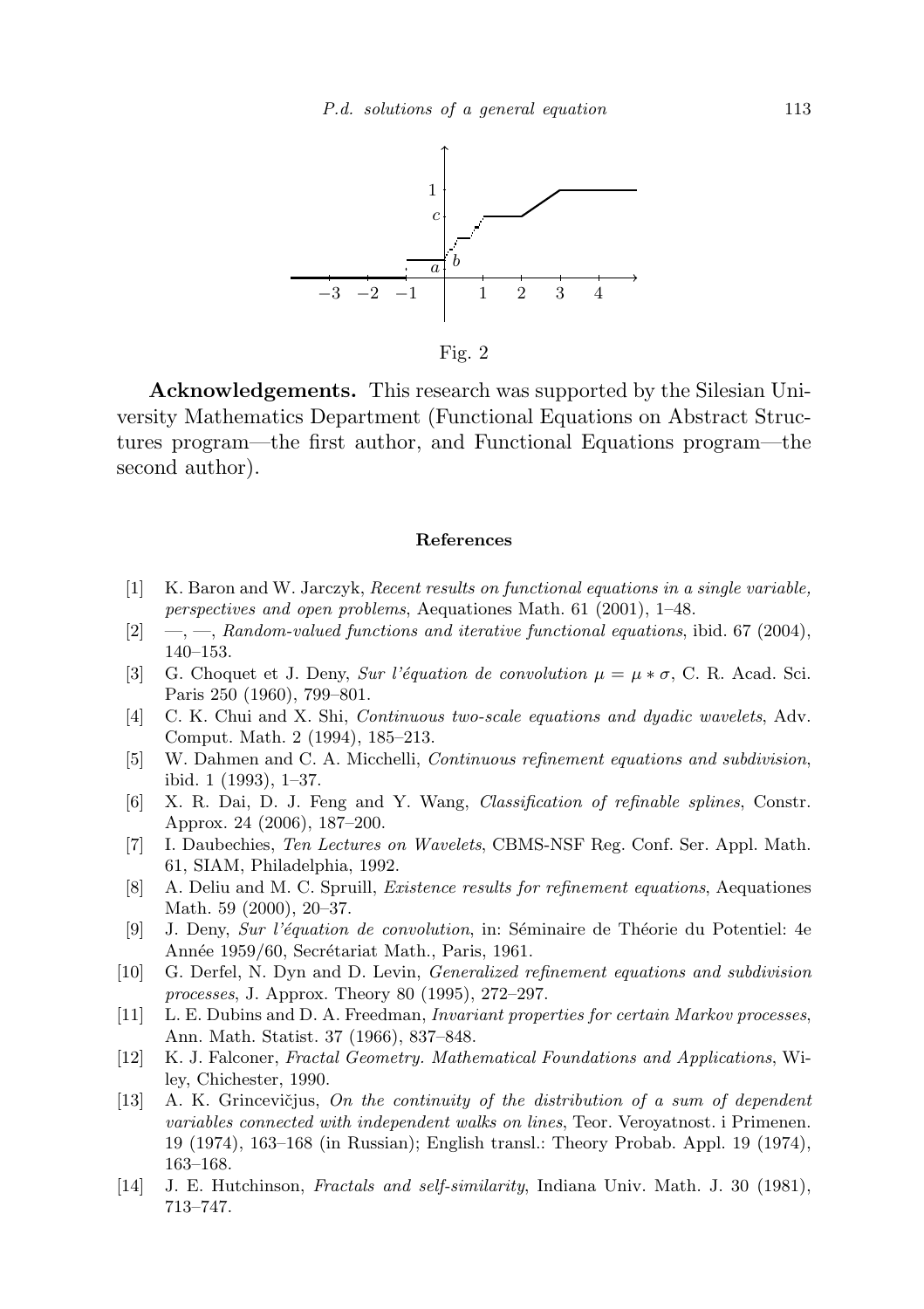Fig. 2

**Acknowledgements.** This research was supported by the Silesian University Mathematics Department (Functional Equations on Abstract Structures program—the first author, and Functional Equations program—the second author).

## References

[1] K. Baron and W. Jarczyk, *Recent results on functional equations in a single variable, perspectives and open problems*, Aequationes Math. 61 (2001), 1–48.

[2] —, —, *Random-valued functions and iterative functional equations*, ibid. 67 (2004), 140–153.

[3] G. Choquet et J. Deny, *Sur l'équation de convolution $\mu = \mu * \sigma$*, C. R. Acad. Sci. Paris 250 (1960), 799–801.

[4] C. K. Chui and X. Shi, *Continuous two-scale equations and dyadic wavelets*, Adv. Comput. Math. 2 (1994), 185–213.

[5] W. Dahmen and C. A. Micchelli, *Continuous refinement equations and subdivision*, ibid. 1 (1993), 1–37.

[6] X. R. Dai, D. J. Feng and Y. Wang, *Classification of refinable splines*, Constr. Approx. 24 (2006), 187–200.

[7] I. Daubechies, *Ten Lectures on Wavelets*, CBMS-NSF Reg. Conf. Ser. Appl. Math. 61, SIAM, Philadelphia, 1992.

[8] A. Deliu and M. C. Spruill, *Existence results for refinement equations*, Aequationes Math. 59 (2000), 20–37.

[9] J. Deny, *Sur l'équation de convolution*, in: Séminaire de Théorie du Potentiel: 4e Année 1959/60, Secrétariat Math., Paris, 1961.

[10] G. Derfel, N. Dyn and D. Levin, *Generalized refinement equations and subdivision processes*, J. Approx. Theory 80 (1995), 272–297.

[11] L. E. Dubins and D. A. Freedman, *Invariant properties for certain Markov processes*, Ann. Math. Statist. 37 (1966), 837–848.

[12] K. J. Falconer, *Fractal Geometry. Mathematical Foundations and Applications*, Wiley, Chichester, 1990.

[13] A. K. Grincevičjus, *On the continuity of the distribution of a sum of dependent variables connected with independent walks on lines*, Teor. Veroyatnost. i Primenen. 19 (1974), 163–168 (in Russian); English transl.: Theory Probab. Appl. 19 (1974), 163–168.

[14] J. E. Hutchinson, *Fractals and self-similarity*, Indiana Univ. Math. J. 30 (1981), 713–747.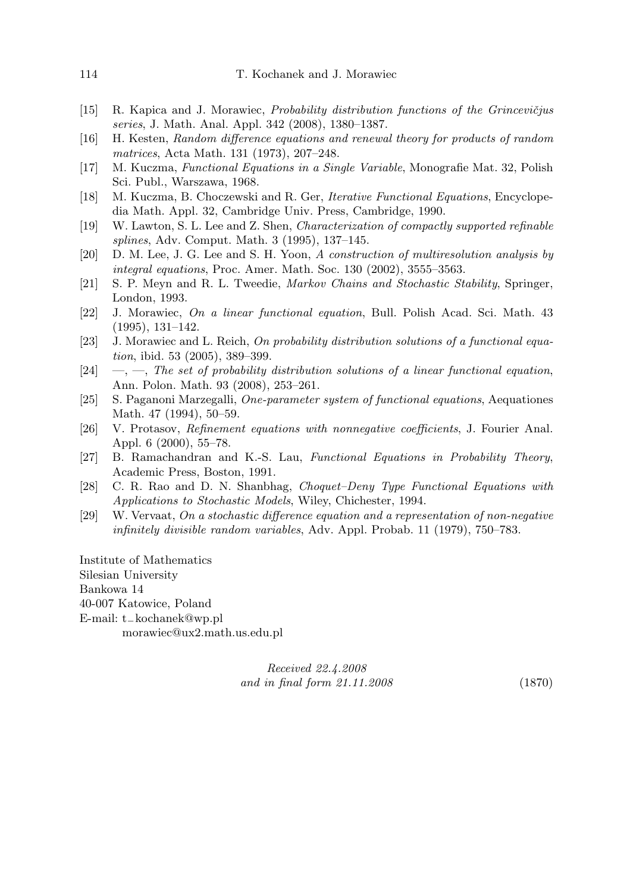[15] R. Kapica and J. Morawiec, *Probability distribution functions of the Grincevičjus series*, J. Math. Anal. Appl. 342 (2008), 1380–1387.

[16] H. Kesten, *Random difference equations and renewal theory for products of random matrices*, Acta Math. 131 (1973), 207–248.

[17] M. Kuczma, *Functional Equations in a Single Variable*, Monografie Mat. 32, Polish Sci. Publ., Warszawa, 1968.

[18] M. Kuczma, B. Choczewski and R. Ger, *Iterative Functional Equations*, Encyclopedia Math. Appl. 32, Cambridge Univ. Press, Cambridge, 1990.

[19] W. Lawton, S. L. Lee and Z. Shen, *Characterization of compactly supported refinable splines*, Adv. Comput. Math. 3 (1995), 137–145.

[20] D. M. Lee, J. G. Lee and S. H. Yoon, *A construction of multiresolution analysis by integral equations*, Proc. Amer. Math. Soc. 130 (2002), 3555–3563.

[21] S. P. Meyn and R. L. Tweedie, *Markov Chains and Stochastic Stability*, Springer, London, 1993.

[22] J. Morawiec, *On a linear functional equation*, Bull. Polish Acad. Sci. Math. 43 (1995), 131–142.

[23] J. Morawiec and L. Reich, *On probability distribution solutions of a functional equation*, ibid. 53 (2005), 389–399.

[24] —, —, *The set of probability distribution solutions of a linear functional equation*, Ann. Polon. Math. 93 (2008), 253–261.

[25] S. Paganoni Marzegalli, *One-parameter system of functional equations*, Aequationes Math. 47 (1994), 50–59.

[26] V. Protasov, *Refinement equations with nonnegative coefficients*, J. Fourier Anal. Appl. 6 (2000), 55–78.

[27] B. Ramachandran and K.-S. Lau, *Functional Equations in Probability Theory*, Academic Press, Boston, 1991.

[28] C. R. Rao and D. N. Shanbhag, *Choquet–Deny Type Functional Equations with Applications to Stochastic Models*, Wiley, Chichester, 1994.

[29] W. Vervaat, *On a stochastic difference equation and a representation of non-negative infinitely divisible random variables*, Adv. Appl. Probab. 11 (1979), 750–783.

Institute of Mathematics
Silesian University
Bankowa 14
40-007 Katowice, Poland
E-mail: t_kochanek@wp.pl
morawiec@ux2.math.us.edu.pl

*Received 22.4.2008*
*and in final form 21.11.2008* (1870)